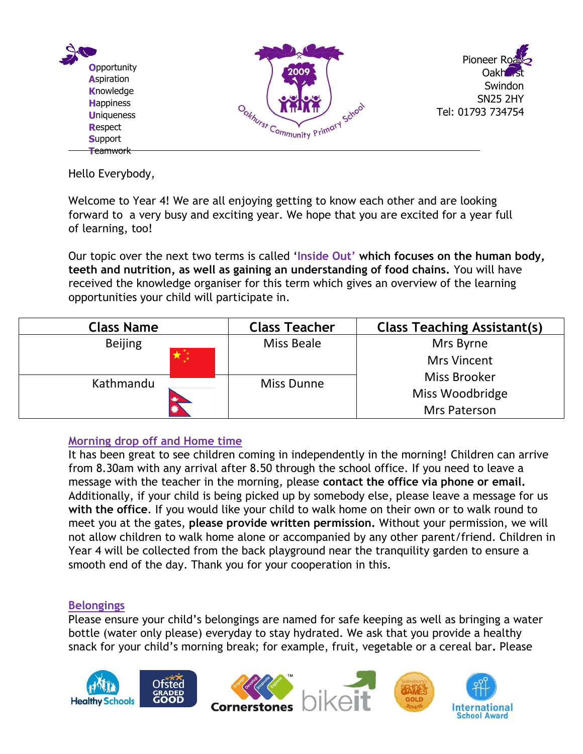**O**pportunity
**A**spiration
**K**nowledge
**H**appiness
**U**niqueness
**R**espect
**S**upport
**T**eamwork

2009
Oakhurst Community Primary School

Pioneer Road
Oakhurst
Swindon
SN25 2HY
Tel: 01793 734754

Hello Everybody,

Welcome to Year 4! We are all enjoying getting to know each other and are looking forward to a very busy and exciting year. We hope that you are excited for a year full of learning, too!

Our topic over the next two terms is called '**Inside Out'** **which focuses on the human body, teeth and nutrition, as well as gaining an understanding of food chains.** You will have received the knowledge organiser for this term which gives an overview of the learning opportunities your child will participate in.

| Class Name | Class Teacher | Class Teaching Assistant(s) |
|---|---|---|
| Beijing | Miss Beale | Mrs Byrne<br>Mrs Vincent<br>Miss Brooker<br>Miss Woodbridge<br>Mrs Paterson |
| Kathmandu | Miss Dunne | |

## Morning drop off and Home time

It has been great to see children coming in independently in the morning! Children can arrive from 8.30am with any arrival after 8.50 through the school office. If you need to leave a message with the teacher in the morning, please **contact the office via phone or email.** Additionally, if your child is being picked up by somebody else, please leave a message for us **with the office**. If you would like your child to walk home on their own or to walk round to meet you at the gates, **please provide written permission.** Without your permission, we will not allow children to walk home alone or accompanied by any other parent/friend. Children in Year 4 will be collected from the back playground near the tranquility garden to ensure a smooth end of the day. Thank you for your cooperation in this.

## Belongings

Please ensure your child's belongings are named for safe keeping as well as bringing a water bottle (water only please) everyday to stay hydrated. We ask that you provide a healthy snack for your child's morning break; for example, fruit, vegetable or a cereal bar. Please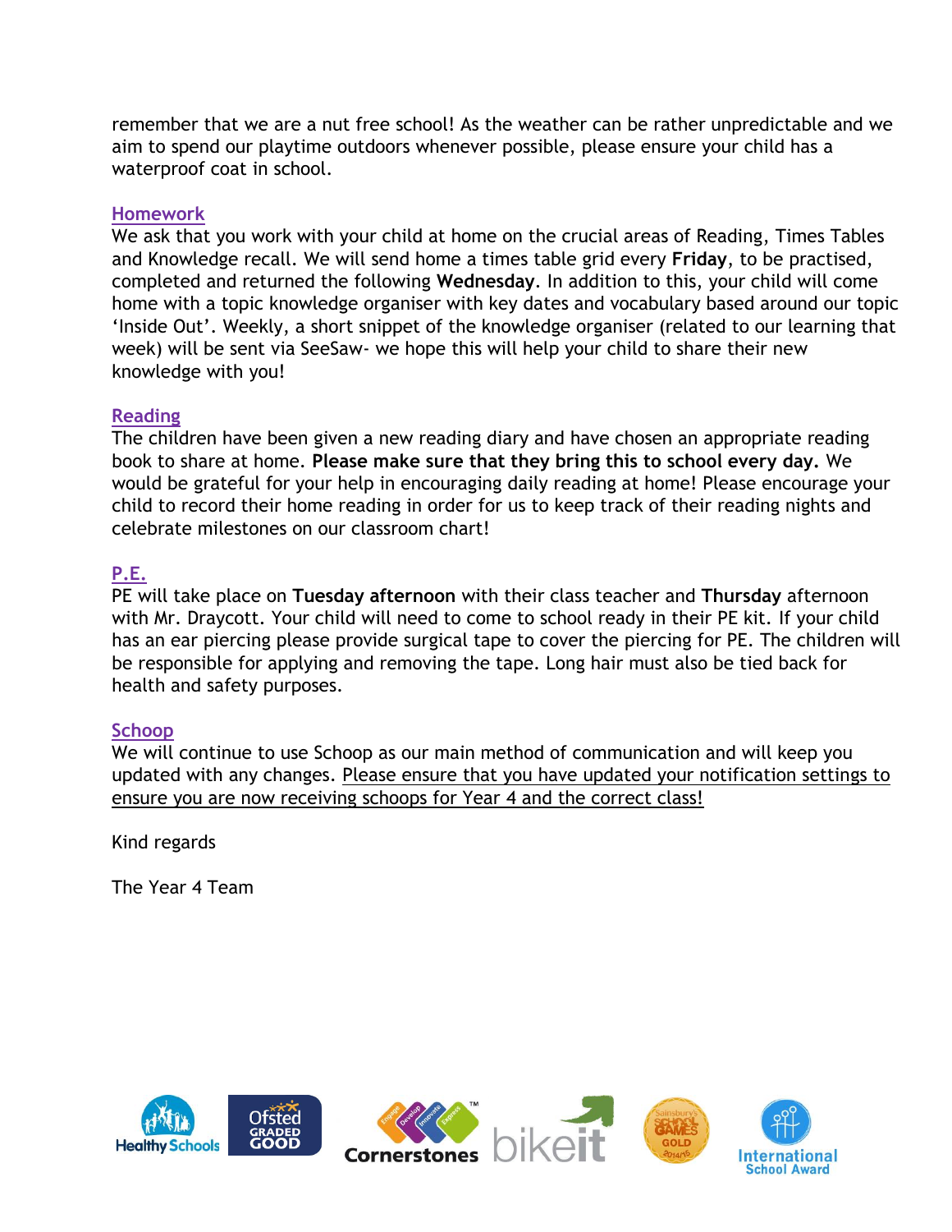remember that we are a nut free school! As the weather can be rather unpredictable and we aim to spend our playtime outdoors whenever possible, please ensure your child has a waterproof coat in school.

## Homework

We ask that you work with your child at home on the crucial areas of Reading, Times Tables and Knowledge recall. We will send home a times table grid every **Friday**, to be practised, completed and returned the following **Wednesday**. In addition to this, your child will come home with a topic knowledge organiser with key dates and vocabulary based around our topic 'Inside Out'. Weekly, a short snippet of the knowledge organiser (related to our learning that week) will be sent via SeeSaw- we hope this will help your child to share their new knowledge with you!

## Reading

The children have been given a new reading diary and have chosen an appropriate reading book to share at home. **Please make sure that they bring this to school every day.** We would be grateful for your help in encouraging daily reading at home! Please encourage your child to record their home reading in order for us to keep track of their reading nights and celebrate milestones on our classroom chart!

## P.E.

PE will take place on **Tuesday afternoon** with their class teacher and **Thursday** afternoon with Mr. Draycott. Your child will need to come to school ready in their PE kit. If your child has an ear piercing please provide surgical tape to cover the piercing for PE. The children will be responsible for applying and removing the tape. Long hair must also be tied back for health and safety purposes.

## Schoop

We will continue to use Schoop as our main method of communication and will keep you updated with any changes. Please ensure that you have updated your notification settings to ensure you are now receiving schoops for Year 4 and the correct class!

Kind regards

The Year 4 Team